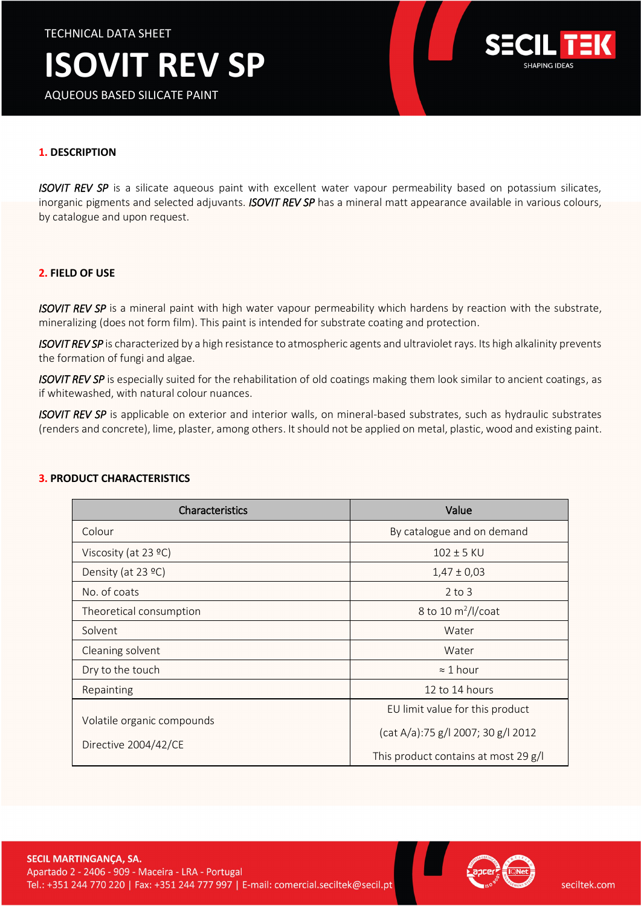TECHNICAL DATA SHEET

# ISOVIT REV SP

AQUEOUS BASED SILICATE PAINT

## 1. DESCRIPTION

*ISOVIT REV SP* is a silicate aqueous paint with excellent water vapour permeability based on potassium silicates, inorganic pigments and selected adjuvants. *ISOVIT REV SP* has a mineral matt appearance available in various colours, by catalogue and upon request.

## 2. FIELD OF USE

*ISOVIT REV SP* is a mineral paint with high water vapour permeability which hardens by reaction with the substrate, mineralizing (does not form film). This paint is intended for substrate coating and protection.

*ISOVIT REV SP* is characterized by a high resistance to atmospheric agents and ultraviolet rays. Its high alkalinity prevents the formation of fungi and algae.

*ISOVIT REV SP* is especially suited for the rehabilitation of old coatings making them look similar to ancient coatings, as if whitewashed, with natural colour nuances.

*ISOVIT REV SP* is applicable on exterior and interior walls, on mineral-based substrates, such as hydraulic substrates (renders and concrete), lime, plaster, among others. It should not be applied on metal, plastic, wood and existing paint.

## 3. PRODUCT CHARACTERISTICS

| Characteristics | Value |
|---|---|
| Colour | By catalogue and on demand |
| Viscosity (at 23 ºC) | 102 ± 5 KU |
| Density (at 23 ºC) | 1,47 ± 0,03 |
| No. of coats | 2 to 3 |
| Theoretical consumption | 8 to 10 $m^2$/l/coat |
| Solvent | Water |
| Cleaning solvent | Water |
| Dry to the touch | ≈ 1 hour |
| Repainting | 12 to 14 hours |
| Volatile organic compounds<br>Directive 2004/42/CE | EU limit value for this product<br>(cat A/a):75 g/l 2007; 30 g/l 2012<br>This product contains at most 29 g/l |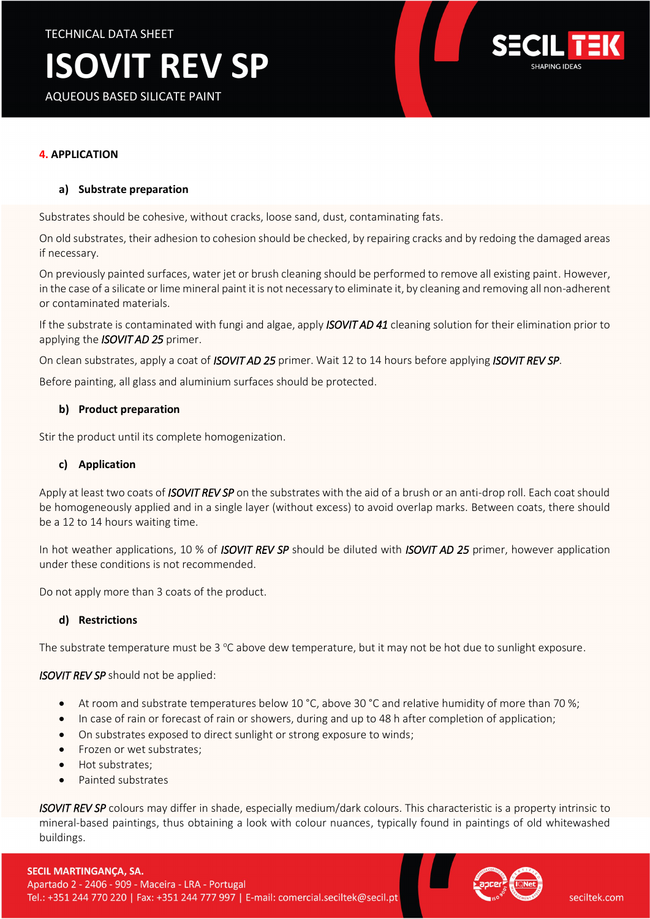## 4. APPLICATION

### a) Substrate preparation

Substrates should be cohesive, without cracks, loose sand, dust, contaminating fats.

On old substrates, their adhesion to cohesion should be checked, by repairing cracks and by redoing the damaged areas if necessary.

On previously painted surfaces, water jet or brush cleaning should be performed to remove all existing paint. However, in the case of a silicate or lime mineral paint it is not necessary to eliminate it, by cleaning and removing all non-adherent or contaminated materials.

If the substrate is contaminated with fungi and algae, apply ***ISOVIT AD 41*** cleaning solution for their elimination prior to applying the ***ISOVIT AD 25*** primer.

On clean substrates, apply a coat of ***ISOVIT AD 25*** primer. Wait 12 to 14 hours before applying ***ISOVIT REV SP***.

Before painting, all glass and aluminium surfaces should be protected.

### b) Product preparation

Stir the product until its complete homogenization.

### c) Application

Apply at least two coats of ***ISOVIT REV SP*** on the substrates with the aid of a brush or an anti-drop roll. Each coat should be homogeneously applied and in a single layer (without excess) to avoid overlap marks. Between coats, there should be a 12 to 14 hours waiting time.

In hot weather applications, 10 % of ***ISOVIT REV SP*** should be diluted with ***ISOVIT AD 25*** primer, however application under these conditions is not recommended.

Do not apply more than 3 coats of the product.

### d) Restrictions

The substrate temperature must be 3 ºC above dew temperature, but it may not be hot due to sunlight exposure.

***ISOVIT REV SP*** should not be applied:

- At room and substrate temperatures below 10 °C, above 30 °C and relative humidity of more than 70 %;
- In case of rain or forecast of rain or showers, during and up to 48 h after completion of application;
- On substrates exposed to direct sunlight or strong exposure to winds;
- Frozen or wet substrates;
- Hot substrates;
- Painted substrates

***ISOVIT REV SP*** colours may differ in shade, especially medium/dark colours. This characteristic is a property intrinsic to mineral-based paintings, thus obtaining a look with colour nuances, typically found in paintings of old whitewashed buildings.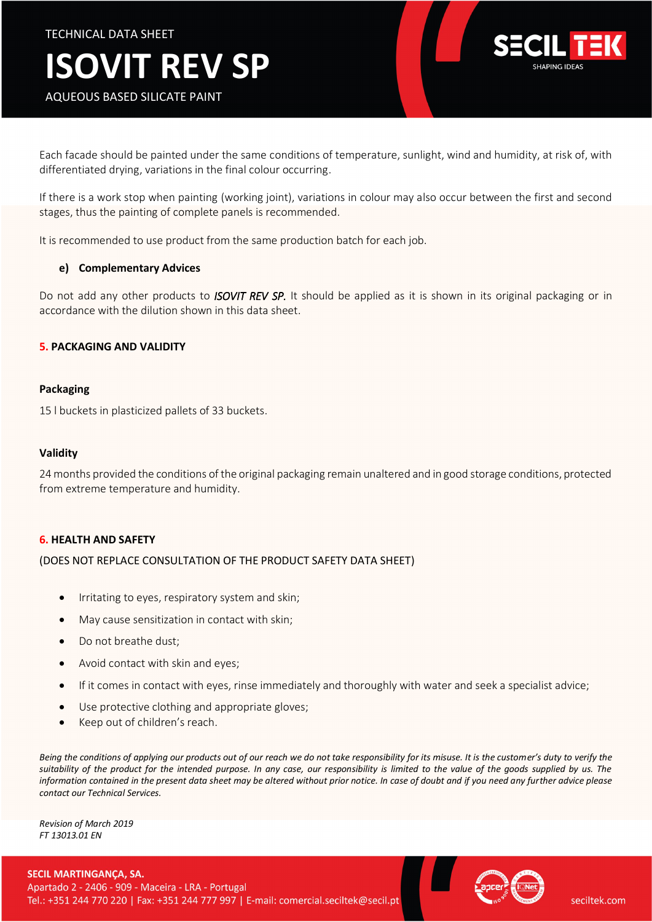Each facade should be painted under the same conditions of temperature, sunlight, wind and humidity, at risk of, with differentiated drying, variations in the final colour occurring.

If there is a work stop when painting (working joint), variations in colour may also occur between the first and second stages, thus the painting of complete panels is recommended.

It is recommended to use product from the same production batch for each job.

#### e) Complementary Advices

Do not add any other products to ***ISOVIT REV SP.*** It should be applied as it is shown in its original packaging or in accordance with the dilution shown in this data sheet.

## 5. PACKAGING AND VALIDITY

### Packaging

15 l buckets in plasticized pallets of 33 buckets.

### Validity

24 months provided the conditions of the original packaging remain unaltered and in good storage conditions, protected from extreme temperature and humidity.

## 6. HEALTH AND SAFETY

(DOES NOT REPLACE CONSULTATION OF THE PRODUCT SAFETY DATA SHEET)

- Irritating to eyes, respiratory system and skin;
- May cause sensitization in contact with skin;
- Do not breathe dust;
- Avoid contact with skin and eyes;
- If it comes in contact with eyes, rinse immediately and thoroughly with water and seek a specialist advice;
- Use protective clothing and appropriate gloves;
- Keep out of children's reach.

*Being the conditions of applying our products out of our reach we do not take responsibility for its misuse. It is the customer's duty to verify the suitability of the product for the intended purpose. In any case, our responsibility is limited to the value of the goods supplied by us. The information contained in the present data sheet may be altered without prior notice. In case of doubt and if you need any further advice please contact our Technical Services.*

*Revision of March 2019*
*FT 13013.01 EN*

**SECIL MARTINGANÇA, SA.**
Apartado 2 - 2406 - 909 - Maceira - LRA - Portugal
Tel.: +351 244 770 220 | Fax: +351 244 777 997 | E-mail: comercial.seciltek@secil.pt

seciltek.com